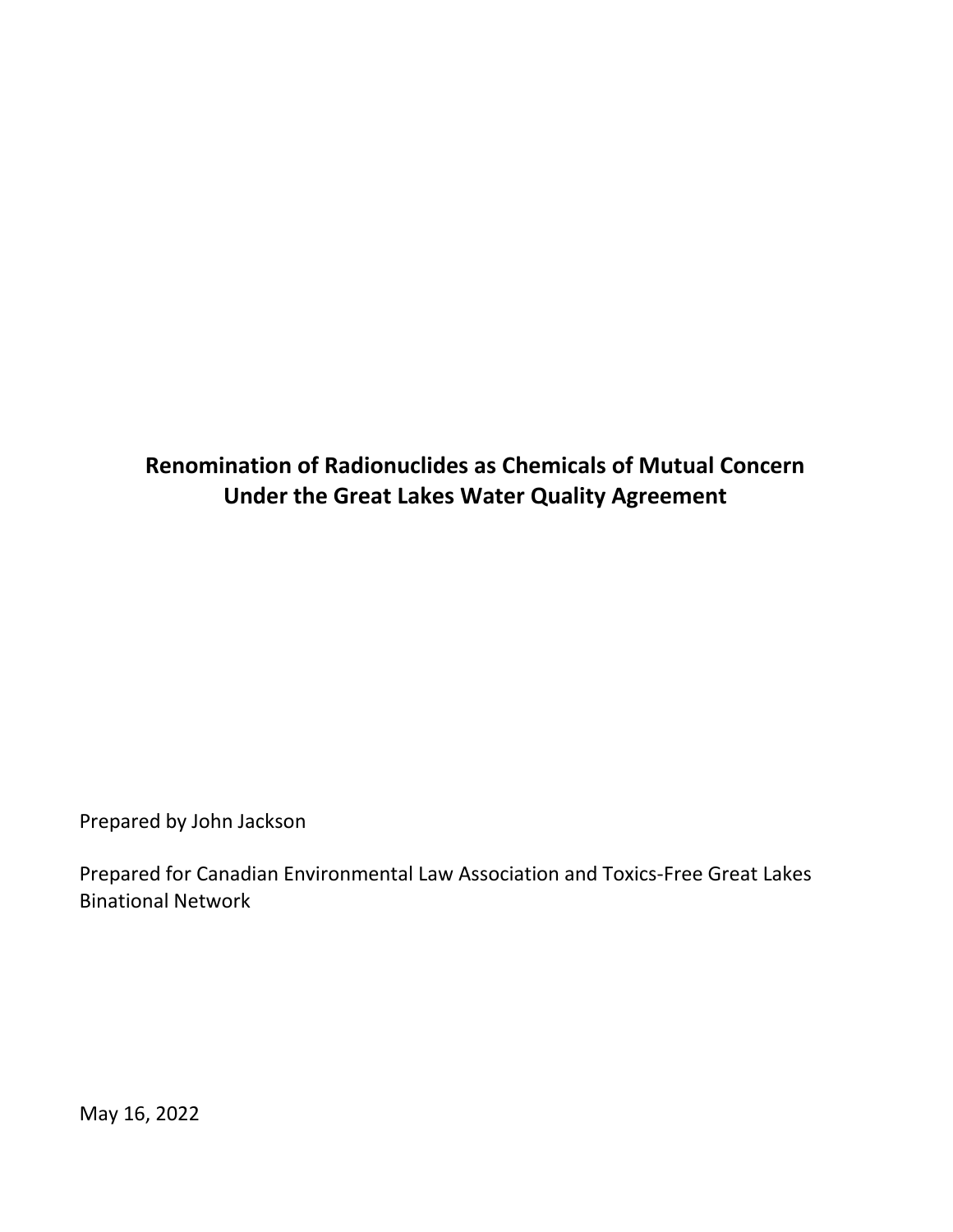# Renomination of Radionuclides as Chemicals of Mutual Concern Under the Great Lakes Water Quality Agreement

Prepared by John Jackson

Prepared for Canadian Environmental Law Association and Toxics-Free Great Lakes Binational Network

May 16, 2022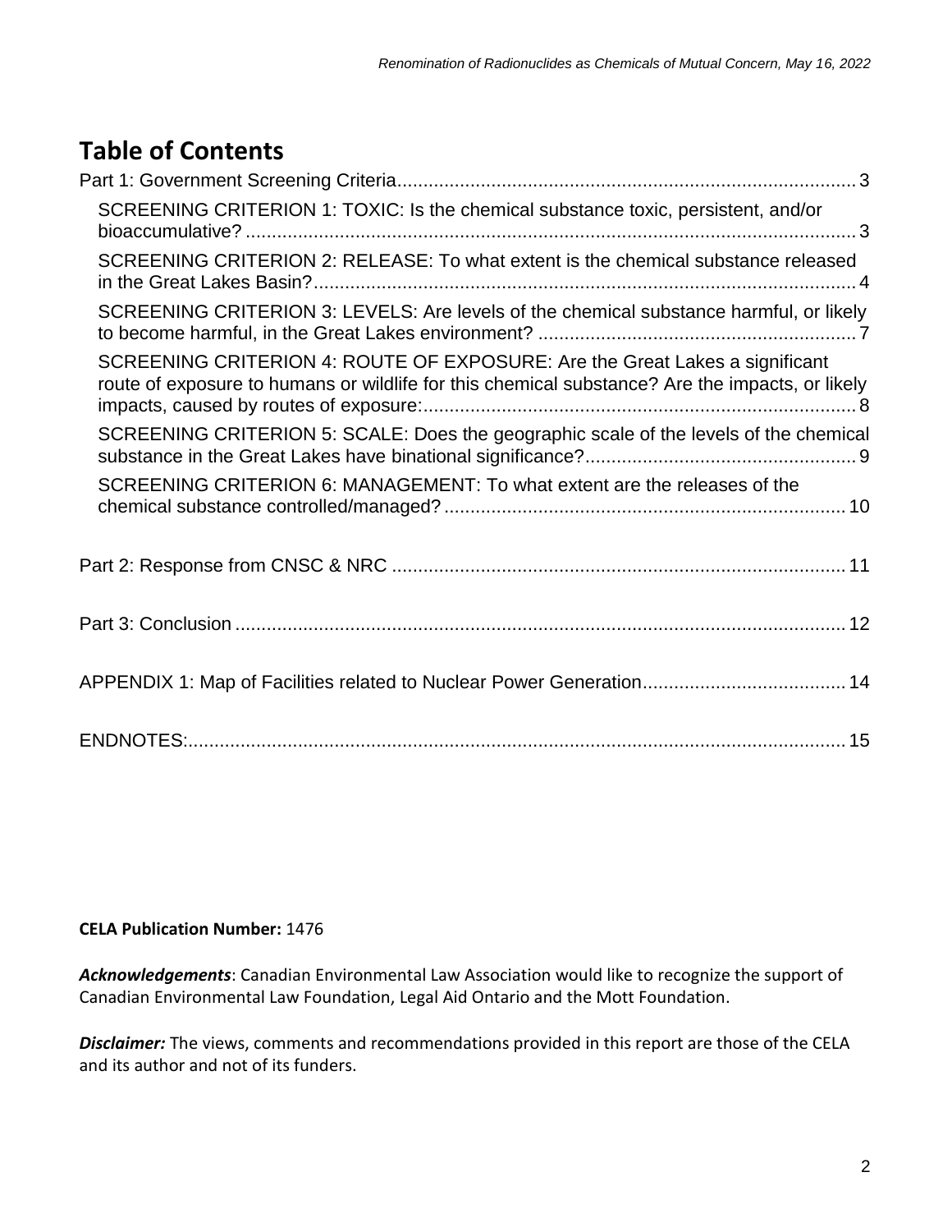# Table of Contents

Part 1: Government Screening Criteria ........ 3

- SCREENING CRITERION 1: TOXIC: Is the chemical substance toxic, persistent, and/or bioaccumulative? ........ 3
- SCREENING CRITERION 2: RELEASE: To what extent is the chemical substance released in the Great Lakes Basin? ........ 4
- SCREENING CRITERION 3: LEVELS: Are levels of the chemical substance harmful, or likely to become harmful, in the Great Lakes environment? ........ 7
- SCREENING CRITERION 4: ROUTE OF EXPOSURE: Are the Great Lakes a significant route of exposure to humans or wildlife for this chemical substance? Are the impacts, or likely impacts, caused by routes of exposure: ........ 8
- SCREENING CRITERION 5: SCALE: Does the geographic scale of the levels of the chemical substance in the Great Lakes have binational significance? ........ 9
- SCREENING CRITERION 6: MANAGEMENT: To what extent are the releases of the chemical substance controlled/managed? ........ 10

Part 2: Response from CNSC & NRC ........ 11

Part 3: Conclusion ........ 12

APPENDIX 1: Map of Facilities related to Nuclear Power Generation ........ 14

ENDNOTES: ........ 15

**CELA Publication Number:** 1476

***Acknowledgements***: Canadian Environmental Law Association would like to recognize the support of Canadian Environmental Law Foundation, Legal Aid Ontario and the Mott Foundation.

***Disclaimer:*** The views, comments and recommendations provided in this report are those of the CELA and its author and not of its funders.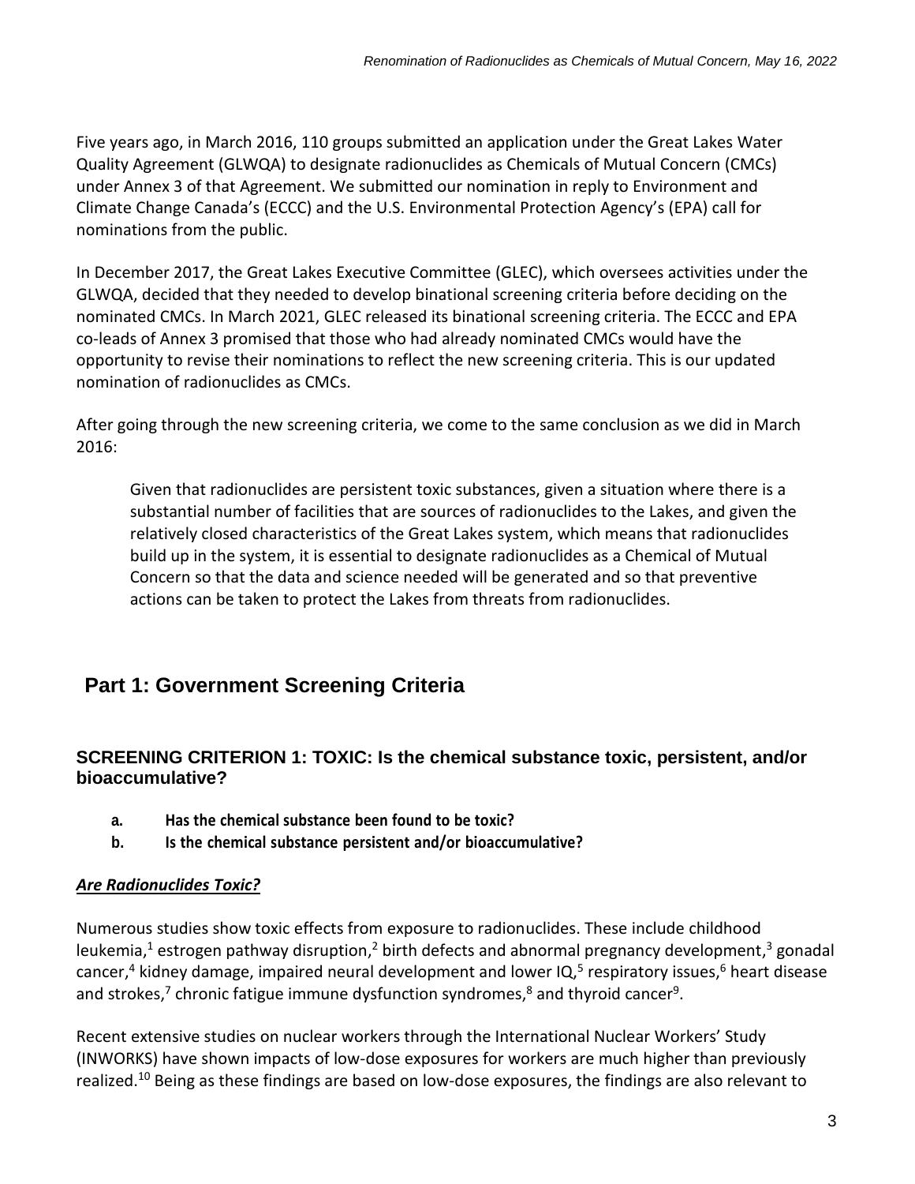Five years ago, in March 2016, 110 groups submitted an application under the Great Lakes Water Quality Agreement (GLWQA) to designate radionuclides as Chemicals of Mutual Concern (CMCs) under Annex 3 of that Agreement. We submitted our nomination in reply to Environment and Climate Change Canada's (ECCC) and the U.S. Environmental Protection Agency's (EPA) call for nominations from the public.

In December 2017, the Great Lakes Executive Committee (GLEC), which oversees activities under the GLWQA, decided that they needed to develop binational screening criteria before deciding on the nominated CMCs. In March 2021, GLEC released its binational screening criteria. The ECCC and EPA co-leads of Annex 3 promised that those who had already nominated CMCs would have the opportunity to revise their nominations to reflect the new screening criteria. This is our updated nomination of radionuclides as CMCs.

After going through the new screening criteria, we come to the same conclusion as we did in March 2016:

> Given that radionuclides are persistent toxic substances, given a situation where there is a substantial number of facilities that are sources of radionuclides to the Lakes, and given the relatively closed characteristics of the Great Lakes system, which means that radionuclides build up in the system, it is essential to designate radionuclides as a Chemical of Mutual Concern so that the data and science needed will be generated and so that preventive actions can be taken to protect the Lakes from threats from radionuclides.

# Part 1: Government Screening Criteria

## SCREENING CRITERION 1: TOXIC: Is the chemical substance toxic, persistent, and/or bioaccumulative?

**a. Has the chemical substance been found to be toxic?**

**b. Is the chemical substance persistent and/or bioaccumulative?**

### ***Are Radionuclides Toxic?***

Numerous studies show toxic effects from exposure to radionuclides. These include childhood leukemia,[1] estrogen pathway disruption,[2] birth defects and abnormal pregnancy development,[3] gonadal cancer,[4] kidney damage, impaired neural development and lower IQ,[5] respiratory issues,[6] heart disease and strokes,[7] chronic fatigue immune dysfunction syndromes,[8] and thyroid cancer[9].

Recent extensive studies on nuclear workers through the International Nuclear Workers' Study (INWORKS) have shown impacts of low-dose exposures for workers are much higher than previously realized.[10] Being as these findings are based on low-dose exposures, the findings are also relevant to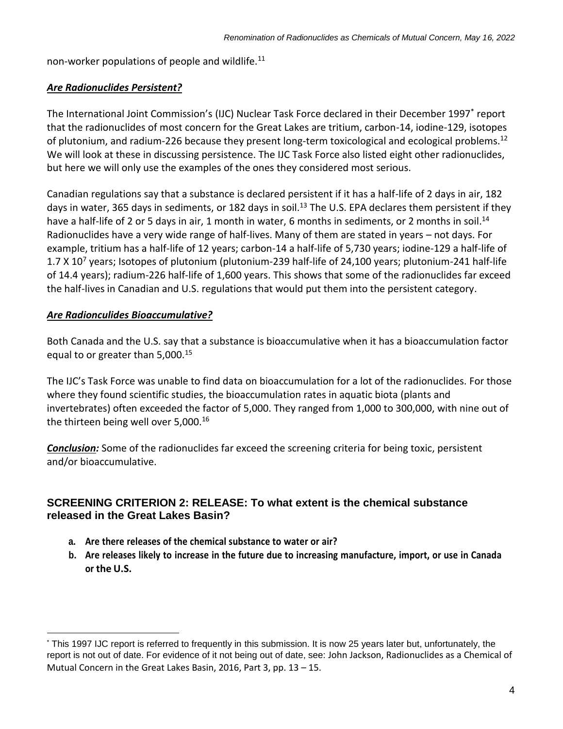non-worker populations of people and wildlife.[11]

### ***Are Radionuclides Persistent?***

The International Joint Commission's (IJC) Nuclear Task Force declared in their December 1997[*] report that the radionuclides of most concern for the Great Lakes are tritium, carbon-14, iodine-129, isotopes of plutonium, and radium-226 because they present long-term toxicological and ecological problems.[12] We will look at these in discussing persistence. The IJC Task Force also listed eight other radionuclides, but here we will only use the examples of the ones they considered most serious.

Canadian regulations say that a substance is declared persistent if it has a half-life of 2 days in air, 182 days in water, 365 days in sediments, or 182 days in soil.[13] The U.S. EPA declares them persistent if they have a half-life of 2 or 5 days in air, 1 month in water, 6 months in sediments, or 2 months in soil.[14] Radionuclides have a very wide range of half-lives. Many of them are stated in years – not days. For example, tritium has a half-life of 12 years; carbon-14 a half-life of 5,730 years; iodine-129 a half-life of $1.7 \times 10^7$ years; Isotopes of plutonium (plutonium-239 half-life of 24,100 years; plutonium-241 half-life of 14.4 years); radium-226 half-life of 1,600 years. This shows that some of the radionuclides far exceed the half-lives in Canadian and U.S. regulations that would put them into the persistent category.

### ***Are Radionculides Bioaccumulative?***

Both Canada and the U.S. say that a substance is bioaccumulative when it has a bioaccumulation factor equal to or greater than 5,000.[15]

The IJC's Task Force was unable to find data on bioaccumulation for a lot of the radionuclides. For those where they found scientific studies, the bioaccumulation rates in aquatic biota (plants and invertebrates) often exceeded the factor of 5,000. They ranged from 1,000 to 300,000, with nine out of the thirteen being well over 5,000.[16]

***Conclusion:*** Some of the radionuclides far exceed the screening criteria for being toxic, persistent and/or bioaccumulative.

## SCREENING CRITERION 2: RELEASE: To what extent is the chemical substance released in the Great Lakes Basin?

- **a. Are there releases of the chemical substance to water or air?**
- **b. Are releases likely to increase in the future due to increasing manufacture, import, or use in Canada or the U.S.**

---

[*] This 1997 IJC report is referred to frequently in this submission. It is now 25 years later but, unfortunately, the report is not out of date. For evidence of it not being out of date, see: John Jackson, Radionuclides as a Chemical of Mutual Concern in the Great Lakes Basin, 2016, Part 3, pp. 13 – 15.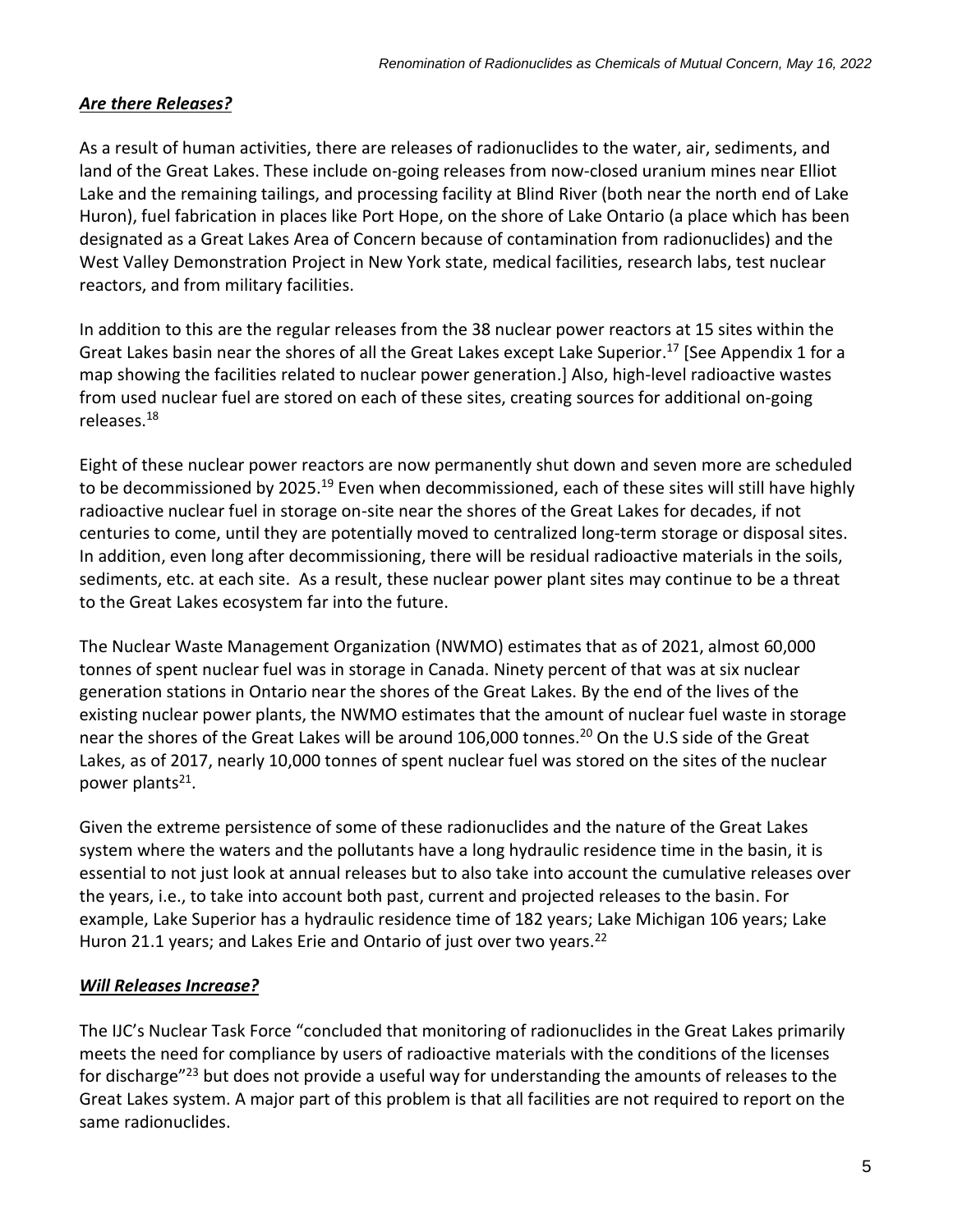### ***Are there Releases?***

As a result of human activities, there are releases of radionuclides to the water, air, sediments, and land of the Great Lakes. These include on-going releases from now-closed uranium mines near Elliot Lake and the remaining tailings, and processing facility at Blind River (both near the north end of Lake Huron), fuel fabrication in places like Port Hope, on the shore of Lake Ontario (a place which has been designated as a Great Lakes Area of Concern because of contamination from radionuclides) and the West Valley Demonstration Project in New York state, medical facilities, research labs, test nuclear reactors, and from military facilities.

In addition to this are the regular releases from the 38 nuclear power reactors at 15 sites within the Great Lakes basin near the shores of all the Great Lakes except Lake Superior.[17] [See Appendix 1 for a map showing the facilities related to nuclear power generation.] Also, high-level radioactive wastes from used nuclear fuel are stored on each of these sites, creating sources for additional on-going releases.[18]

Eight of these nuclear power reactors are now permanently shut down and seven more are scheduled to be decommissioned by 2025.[19] Even when decommissioned, each of these sites will still have highly radioactive nuclear fuel in storage on-site near the shores of the Great Lakes for decades, if not centuries to come, until they are potentially moved to centralized long-term storage or disposal sites. In addition, even long after decommissioning, there will be residual radioactive materials in the soils, sediments, etc. at each site. As a result, these nuclear power plant sites may continue to be a threat to the Great Lakes ecosystem far into the future.

The Nuclear Waste Management Organization (NWMO) estimates that as of 2021, almost 60,000 tonnes of spent nuclear fuel was in storage in Canada. Ninety percent of that was at six nuclear generation stations in Ontario near the shores of the Great Lakes. By the end of the lives of the existing nuclear power plants, the NWMO estimates that the amount of nuclear fuel waste in storage near the shores of the Great Lakes will be around 106,000 tonnes.[20] On the U.S side of the Great Lakes, as of 2017, nearly 10,000 tonnes of spent nuclear fuel was stored on the sites of the nuclear power plants[21].

Given the extreme persistence of some of these radionuclides and the nature of the Great Lakes system where the waters and the pollutants have a long hydraulic residence time in the basin, it is essential to not just look at annual releases but to also take into account the cumulative releases over the years, i.e., to take into account both past, current and projected releases to the basin. For example, Lake Superior has a hydraulic residence time of 182 years; Lake Michigan 106 years; Lake Huron 21.1 years; and Lakes Erie and Ontario of just over two years.[22]

### ***Will Releases Increase?***

The IJC's Nuclear Task Force "concluded that monitoring of radionuclides in the Great Lakes primarily meets the need for compliance by users of radioactive materials with the conditions of the licenses for discharge"[23] but does not provide a useful way for understanding the amounts of releases to the Great Lakes system. A major part of this problem is that all facilities are not required to report on the same radionuclides.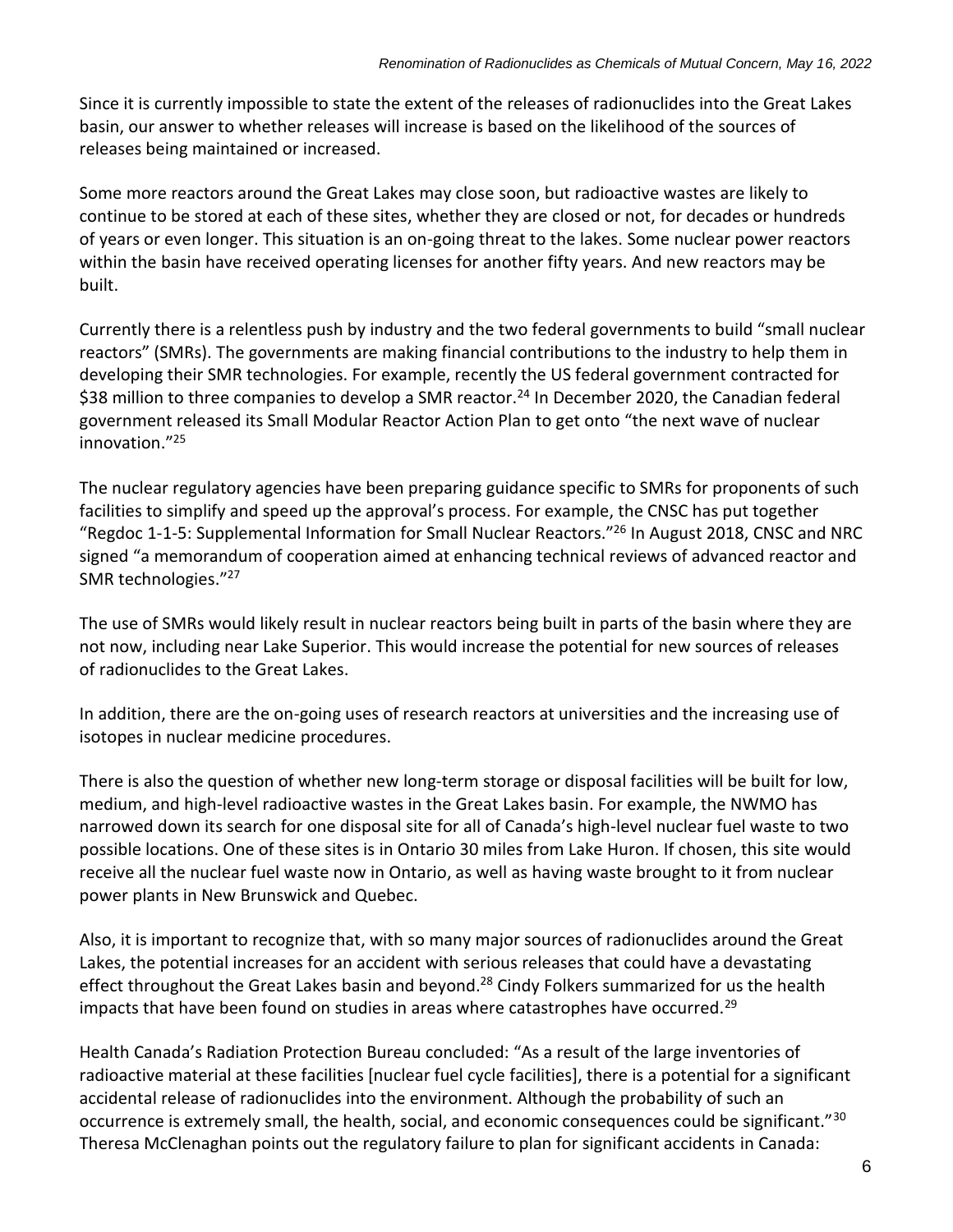Since it is currently impossible to state the extent of the releases of radionuclides into the Great Lakes basin, our answer to whether releases will increase is based on the likelihood of the sources of releases being maintained or increased.

Some more reactors around the Great Lakes may close soon, but radioactive wastes are likely to continue to be stored at each of these sites, whether they are closed or not, for decades or hundreds of years or even longer. This situation is an on-going threat to the lakes. Some nuclear power reactors within the basin have received operating licenses for another fifty years. And new reactors may be built.

Currently there is a relentless push by industry and the two federal governments to build "small nuclear reactors" (SMRs). The governments are making financial contributions to the industry to help them in developing their SMR technologies. For example, recently the US federal government contracted for $38 million to three companies to develop a SMR reactor.[24] In December 2020, the Canadian federal government released its Small Modular Reactor Action Plan to get onto "the next wave of nuclear innovation."[25]

The nuclear regulatory agencies have been preparing guidance specific to SMRs for proponents of such facilities to simplify and speed up the approval's process. For example, the CNSC has put together "Regdoc 1-1-5: Supplemental Information for Small Nuclear Reactors."[26] In August 2018, CNSC and NRC signed "a memorandum of cooperation aimed at enhancing technical reviews of advanced reactor and SMR technologies."[27]

The use of SMRs would likely result in nuclear reactors being built in parts of the basin where they are not now, including near Lake Superior. This would increase the potential for new sources of releases of radionuclides to the Great Lakes.

In addition, there are the on-going uses of research reactors at universities and the increasing use of isotopes in nuclear medicine procedures.

There is also the question of whether new long-term storage or disposal facilities will be built for low, medium, and high-level radioactive wastes in the Great Lakes basin. For example, the NWMO has narrowed down its search for one disposal site for all of Canada's high-level nuclear fuel waste to two possible locations. One of these sites is in Ontario 30 miles from Lake Huron. If chosen, this site would receive all the nuclear fuel waste now in Ontario, as well as having waste brought to it from nuclear power plants in New Brunswick and Quebec.

Also, it is important to recognize that, with so many major sources of radionuclides around the Great Lakes, the potential increases for an accident with serious releases that could have a devastating effect throughout the Great Lakes basin and beyond.[28] Cindy Folkers summarized for us the health impacts that have been found on studies in areas where catastrophes have occurred.[29]

Health Canada's Radiation Protection Bureau concluded: "As a result of the large inventories of radioactive material at these facilities [nuclear fuel cycle facilities], there is a potential for a significant accidental release of radionuclides into the environment. Although the probability of such an occurrence is extremely small, the health, social, and economic consequences could be significant."[30] Theresa McClenaghan points out the regulatory failure to plan for significant accidents in Canada: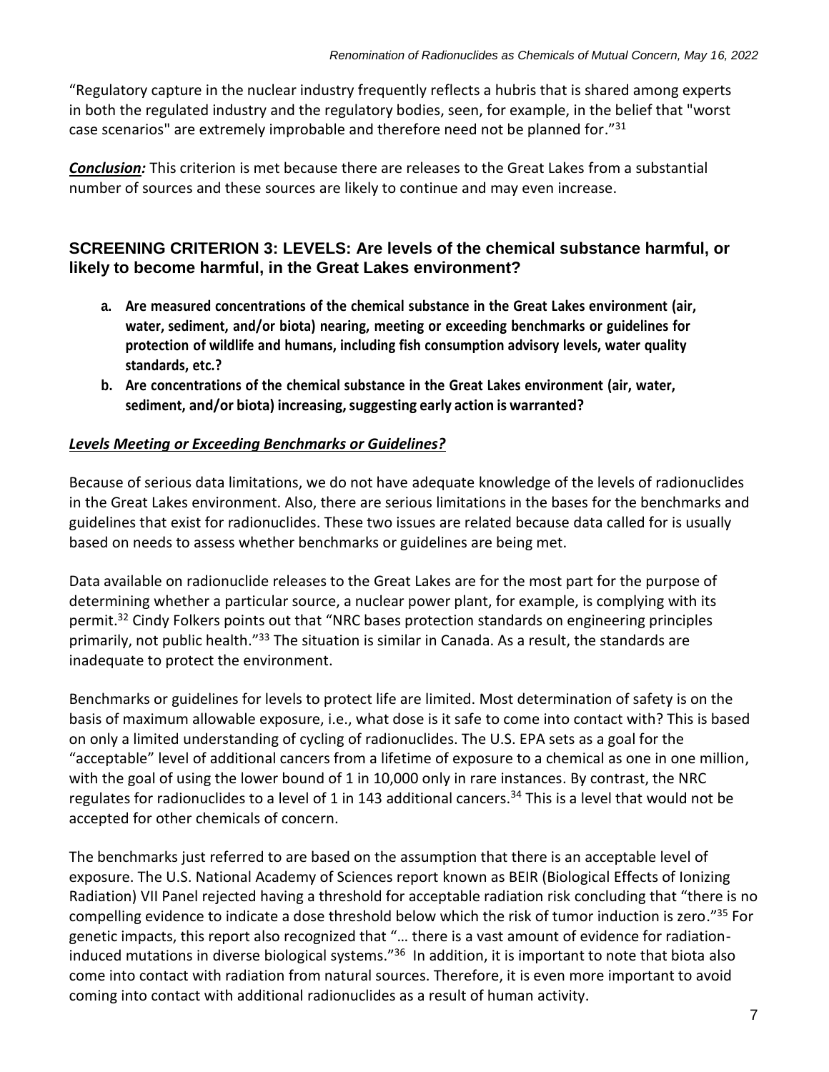"Regulatory capture in the nuclear industry frequently reflects a hubris that is shared among experts in both the regulated industry and the regulatory bodies, seen, for example, in the belief that "worst case scenarios" are extremely improbable and therefore need not be planned for."[31]

***Conclusion:*** This criterion is met because there are releases to the Great Lakes from a substantial number of sources and these sources are likely to continue and may even increase.

## SCREENING CRITERION 3: LEVELS: Are levels of the chemical substance harmful, or likely to become harmful, in the Great Lakes environment?

a. **Are measured concentrations of the chemical substance in the Great Lakes environment (air, water, sediment, and/or biota) nearing, meeting or exceeding benchmarks or guidelines for protection of wildlife and humans, including fish consumption advisory levels, water quality standards, etc.?**
b. **Are concentrations of the chemical substance in the Great Lakes environment (air, water, sediment, and/or biota) increasing, suggesting early action is warranted?**

### *Levels Meeting or Exceeding Benchmarks or Guidelines?*

Because of serious data limitations, we do not have adequate knowledge of the levels of radionuclides in the Great Lakes environment. Also, there are serious limitations in the bases for the benchmarks and guidelines that exist for radionuclides. These two issues are related because data called for is usually based on needs to assess whether benchmarks or guidelines are being met.

Data available on radionuclide releases to the Great Lakes are for the most part for the purpose of determining whether a particular source, a nuclear power plant, for example, is complying with its permit.[32] Cindy Folkers points out that "NRC bases protection standards on engineering principles primarily, not public health."[33] The situation is similar in Canada. As a result, the standards are inadequate to protect the environment.

Benchmarks or guidelines for levels to protect life are limited. Most determination of safety is on the basis of maximum allowable exposure, i.e., what dose is it safe to come into contact with? This is based on only a limited understanding of cycling of radionuclides. The U.S. EPA sets as a goal for the "acceptable" level of additional cancers from a lifetime of exposure to a chemical as one in one million, with the goal of using the lower bound of 1 in 10,000 only in rare instances. By contrast, the NRC regulates for radionuclides to a level of 1 in 143 additional cancers.[34] This is a level that would not be accepted for other chemicals of concern.

The benchmarks just referred to are based on the assumption that there is an acceptable level of exposure. The U.S. National Academy of Sciences report known as BEIR (Biological Effects of Ionizing Radiation) VII Panel rejected having a threshold for acceptable radiation risk concluding that "there is no compelling evidence to indicate a dose threshold below which the risk of tumor induction is zero."[35] For genetic impacts, this report also recognized that "… there is a vast amount of evidence for radiation-induced mutations in diverse biological systems."[36] In addition, it is important to note that biota also come into contact with radiation from natural sources. Therefore, it is even more important to avoid coming into contact with additional radionuclides as a result of human activity.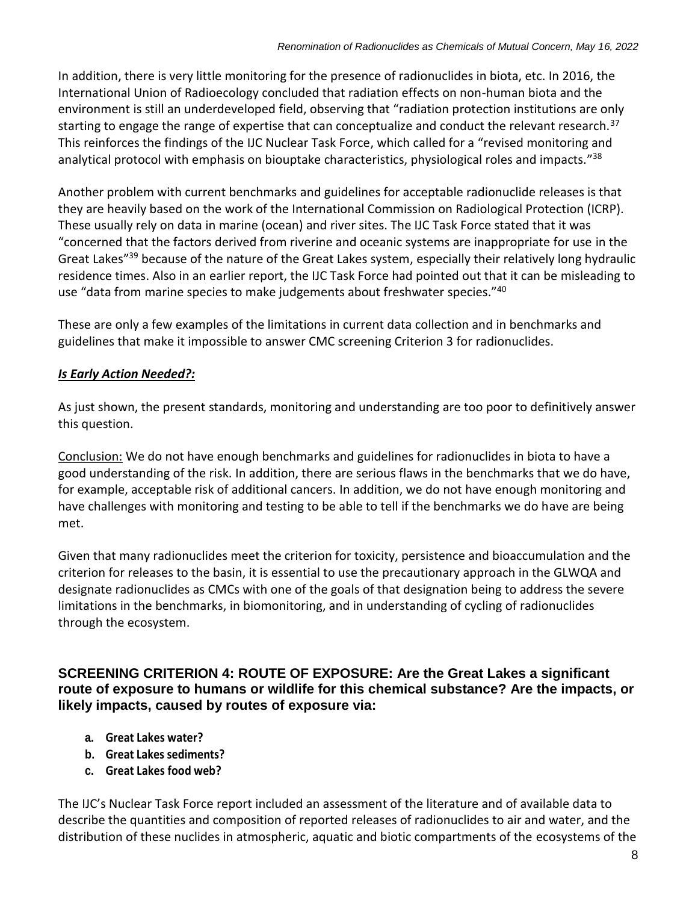In addition, there is very little monitoring for the presence of radionuclides in biota, etc. In 2016, the International Union of Radioecology concluded that radiation effects on non-human biota and the environment is still an underdeveloped field, observing that "radiation protection institutions are only starting to engage the range of expertise that can conceptualize and conduct the relevant research.[37] This reinforces the findings of the IJC Nuclear Task Force, which called for a "revised monitoring and analytical protocol with emphasis on biouptake characteristics, physiological roles and impacts."[38]

Another problem with current benchmarks and guidelines for acceptable radionuclide releases is that they are heavily based on the work of the International Commission on Radiological Protection (ICRP). These usually rely on data in marine (ocean) and river sites. The IJC Task Force stated that it was "concerned that the factors derived from riverine and oceanic systems are inappropriate for use in the Great Lakes"[39] because of the nature of the Great Lakes system, especially their relatively long hydraulic residence times. Also in an earlier report, the IJC Task Force had pointed out that it can be misleading to use "data from marine species to make judgements about freshwater species."[40]

These are only a few examples of the limitations in current data collection and in benchmarks and guidelines that make it impossible to answer CMC screening Criterion 3 for radionuclides.

***Is Early Action Needed?:***

As just shown, the present standards, monitoring and understanding are too poor to definitively answer this question.

Conclusion: We do not have enough benchmarks and guidelines for radionuclides in biota to have a good understanding of the risk. In addition, there are serious flaws in the benchmarks that we do have, for example, acceptable risk of additional cancers. In addition, we do not have enough monitoring and have challenges with monitoring and testing to be able to tell if the benchmarks we do have are being met.

Given that many radionuclides meet the criterion for toxicity, persistence and bioaccumulation and the criterion for releases to the basin, it is essential to use the precautionary approach in the GLWQA and designate radionuclides as CMCs with one of the goals of that designation being to address the severe limitations in the benchmarks, in biomonitoring, and in understanding of cycling of radionuclides through the ecosystem.

## SCREENING CRITERION 4: ROUTE OF EXPOSURE: Are the Great Lakes a significant route of exposure to humans or wildlife for this chemical substance? Are the impacts, or likely impacts, caused by routes of exposure via:

- **a. Great Lakes water?**
- **b. Great Lakes sediments?**
- **c. Great Lakes food web?**

The IJC's Nuclear Task Force report included an assessment of the literature and of available data to describe the quantities and composition of reported releases of radionuclides to air and water, and the distribution of these nuclides in atmospheric, aquatic and biotic compartments of the ecosystems of the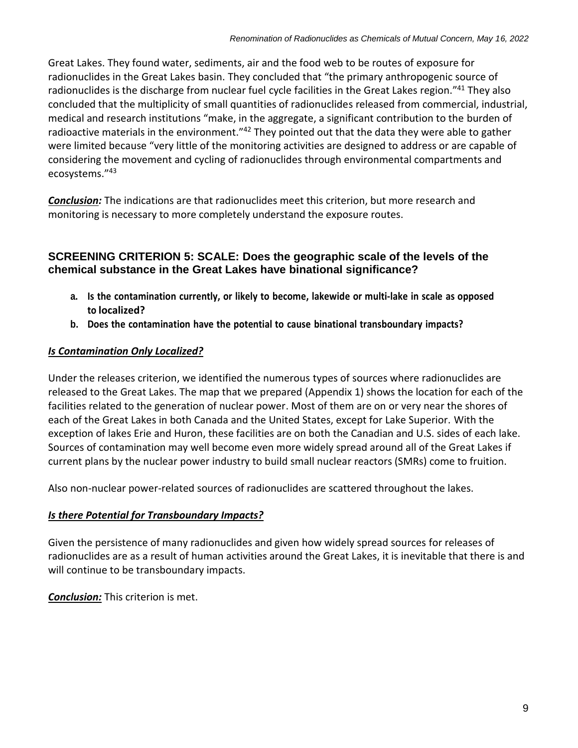Great Lakes. They found water, sediments, air and the food web to be routes of exposure for radionuclides in the Great Lakes basin. They concluded that "the primary anthropogenic source of radionuclides is the discharge from nuclear fuel cycle facilities in the Great Lakes region."[41] They also concluded that the multiplicity of small quantities of radionuclides released from commercial, industrial, medical and research institutions "make, in the aggregate, a significant contribution to the burden of radioactive materials in the environment."[42] They pointed out that the data they were able to gather were limited because "very little of the monitoring activities are designed to address or are capable of considering the movement and cycling of radionuclides through environmental compartments and ecosystems."[43]

***Conclusion:*** The indications are that radionuclides meet this criterion, but more research and monitoring is necessary to more completely understand the exposure routes.

## SCREENING CRITERION 5: SCALE: Does the geographic scale of the levels of the chemical substance in the Great Lakes have binational significance?

**a. Is the contamination currently, or likely to become, lakewide or multi-lake in scale as opposed to localized?**

**b. Does the contamination have the potential to cause binational transboundary impacts?**

### *Is Contamination Only Localized?*

Under the releases criterion, we identified the numerous types of sources where radionuclides are released to the Great Lakes. The map that we prepared (Appendix 1) shows the location for each of the facilities related to the generation of nuclear power. Most of them are on or very near the shores of each of the Great Lakes in both Canada and the United States, except for Lake Superior. With the exception of lakes Erie and Huron, these facilities are on both the Canadian and U.S. sides of each lake. Sources of contamination may well become even more widely spread around all of the Great Lakes if current plans by the nuclear power industry to build small nuclear reactors (SMRs) come to fruition.

Also non-nuclear power-related sources of radionuclides are scattered throughout the lakes.

### *Is there Potential for Transboundary Impacts?*

Given the persistence of many radionuclides and given how widely spread sources for releases of radionuclides are as a result of human activities around the Great Lakes, it is inevitable that there is and will continue to be transboundary impacts.

***Conclusion:*** This criterion is met.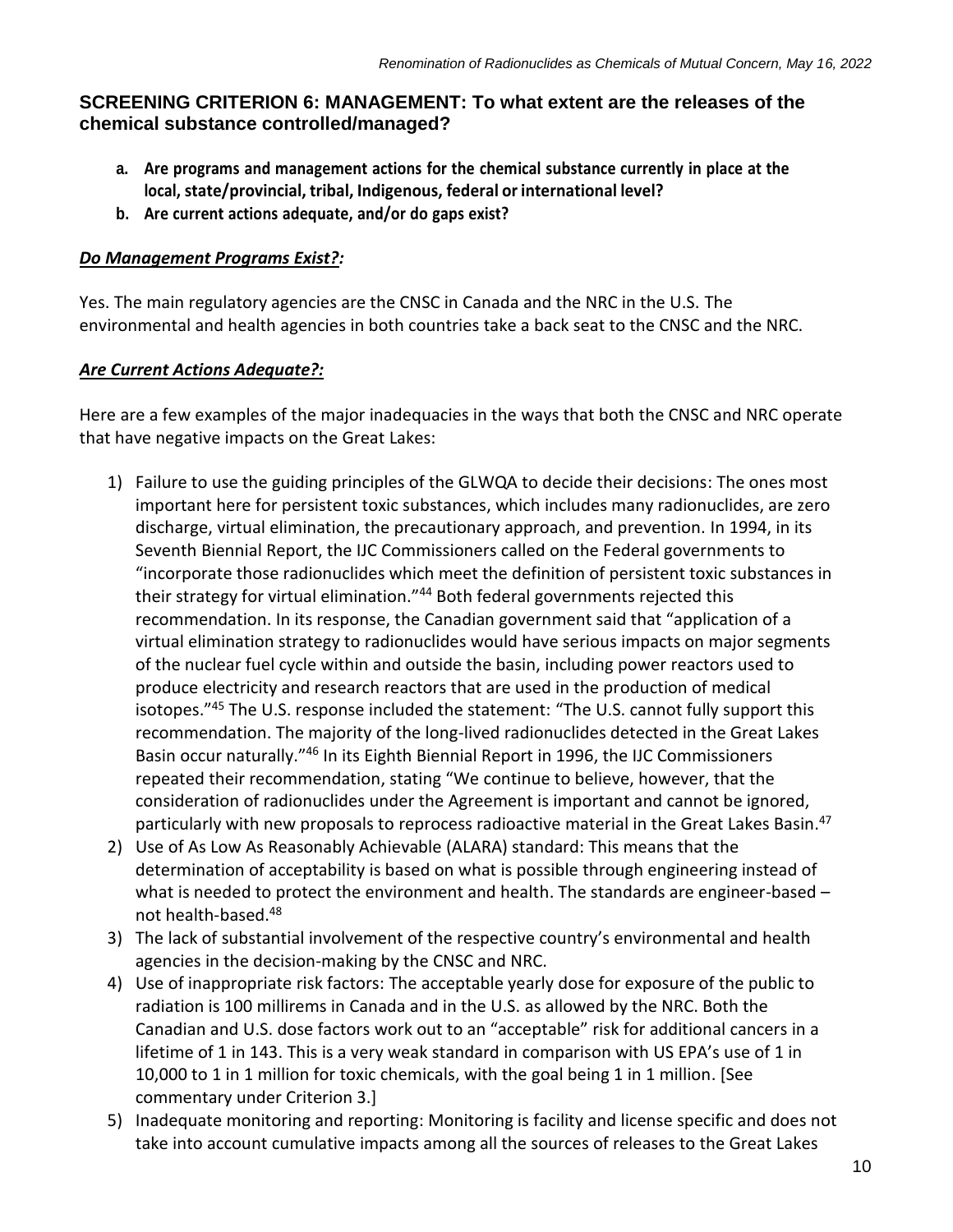## SCREENING CRITERION 6: MANAGEMENT: To what extent are the releases of the chemical substance controlled/managed?

**a. Are programs and management actions for the chemical substance currently in place at the local, state/provincial, tribal, Indigenous, federal or international level?**

**b. Are current actions adequate, and/or do gaps exist?**

***Do Management Programs Exist?:***

Yes. The main regulatory agencies are the CNSC in Canada and the NRC in the U.S. The environmental and health agencies in both countries take a back seat to the CNSC and the NRC.

***Are Current Actions Adequate?:***

Here are a few examples of the major inadequacies in the ways that both the CNSC and NRC operate that have negative impacts on the Great Lakes:

1) Failure to use the guiding principles of the GLWQA to decide their decisions: The ones most important here for persistent toxic substances, which includes many radionuclides, are zero discharge, virtual elimination, the precautionary approach, and prevention. In 1994, in its Seventh Biennial Report, the IJC Commissioners called on the Federal governments to "incorporate those radionuclides which meet the definition of persistent toxic substances in their strategy for virtual elimination."[44] Both federal governments rejected this recommendation. In its response, the Canadian government said that "application of a virtual elimination strategy to radionuclides would have serious impacts on major segments of the nuclear fuel cycle within and outside the basin, including power reactors used to produce electricity and research reactors that are used in the production of medical isotopes."[45] The U.S. response included the statement: "The U.S. cannot fully support this recommendation. The majority of the long-lived radionuclides detected in the Great Lakes Basin occur naturally."[46] In its Eighth Biennial Report in 1996, the IJC Commissioners repeated their recommendation, stating "We continue to believe, however, that the consideration of radionuclides under the Agreement is important and cannot be ignored, particularly with new proposals to reprocess radioactive material in the Great Lakes Basin.[47]
2) Use of As Low As Reasonably Achievable (ALARA) standard: This means that the determination of acceptability is based on what is possible through engineering instead of what is needed to protect the environment and health. The standards are engineer-based – not health-based.[48]
3) The lack of substantial involvement of the respective country's environmental and health agencies in the decision-making by the CNSC and NRC.
4) Use of inappropriate risk factors: The acceptable yearly dose for exposure of the public to radiation is 100 millirems in Canada and in the U.S. as allowed by the NRC. Both the Canadian and U.S. dose factors work out to an "acceptable" risk for additional cancers in a lifetime of 1 in 143. This is a very weak standard in comparison with US EPA's use of 1 in 10,000 to 1 in 1 million for toxic chemicals, with the goal being 1 in 1 million. [See commentary under Criterion 3.]
5) Inadequate monitoring and reporting: Monitoring is facility and license specific and does not take into account cumulative impacts among all the sources of releases to the Great Lakes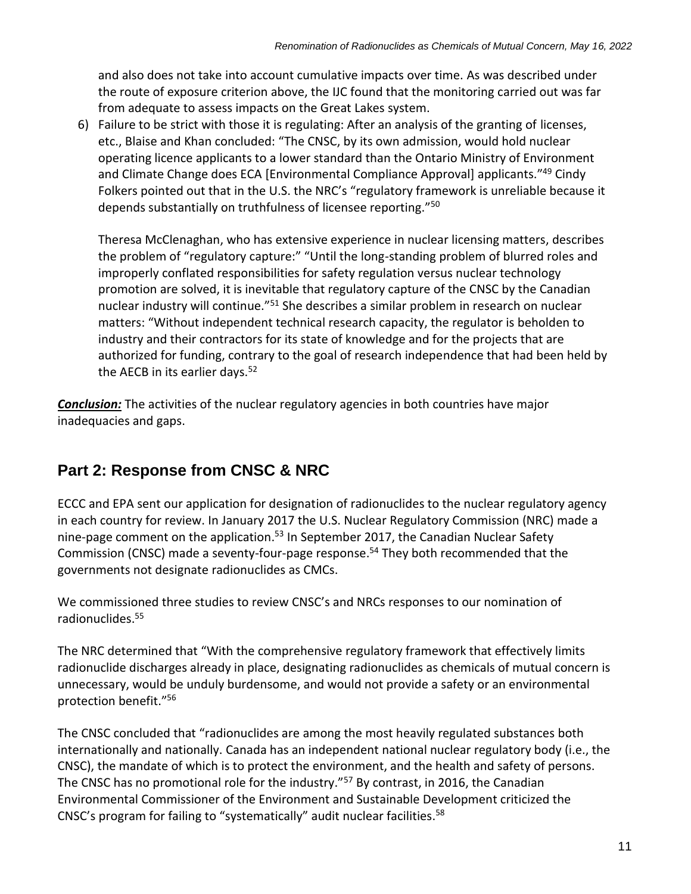and also does not take into account cumulative impacts over time. As was described under the route of exposure criterion above, the IJC found that the monitoring carried out was far from adequate to assess impacts on the Great Lakes system.

6) Failure to be strict with those it is regulating: After an analysis of the granting of licenses, etc., Blaise and Khan concluded: "The CNSC, by its own admission, would hold nuclear operating licence applicants to a lower standard than the Ontario Ministry of Environment and Climate Change does ECA [Environmental Compliance Approval] applicants."[49] Cindy Folkers pointed out that in the U.S. the NRC's "regulatory framework is unreliable because it depends substantially on truthfulness of licensee reporting."[50]

   Theresa McClenaghan, who has extensive experience in nuclear licensing matters, describes the problem of "regulatory capture:" "Until the long-standing problem of blurred roles and improperly conflated responsibilities for safety regulation versus nuclear technology promotion are solved, it is inevitable that regulatory capture of the CNSC by the Canadian nuclear industry will continue."[51] She describes a similar problem in research on nuclear matters: "Without independent technical research capacity, the regulator is beholden to industry and their contractors for its state of knowledge and for the projects that are authorized for funding, contrary to the goal of research independence that had been held by the AECB in its earlier days.[52]

***Conclusion:*** The activities of the nuclear regulatory agencies in both countries have major inadequacies and gaps.

## Part 2: Response from CNSC & NRC

ECCC and EPA sent our application for designation of radionuclides to the nuclear regulatory agency in each country for review. In January 2017 the U.S. Nuclear Regulatory Commission (NRC) made a nine-page comment on the application.[53] In September 2017, the Canadian Nuclear Safety Commission (CNSC) made a seventy-four-page response.[54] They both recommended that the governments not designate radionuclides as CMCs.

We commissioned three studies to review CNSC's and NRCs responses to our nomination of radionuclides.[55]

The NRC determined that "With the comprehensive regulatory framework that effectively limits radionuclide discharges already in place, designating radionuclides as chemicals of mutual concern is unnecessary, would be unduly burdensome, and would not provide a safety or an environmental protection benefit."[56]

The CNSC concluded that "radionuclides are among the most heavily regulated substances both internationally and nationally. Canada has an independent national nuclear regulatory body (i.e., the CNSC), the mandate of which is to protect the environment, and the health and safety of persons. The CNSC has no promotional role for the industry."[57] By contrast, in 2016, the Canadian Environmental Commissioner of the Environment and Sustainable Development criticized the CNSC's program for failing to "systematically" audit nuclear facilities.[58]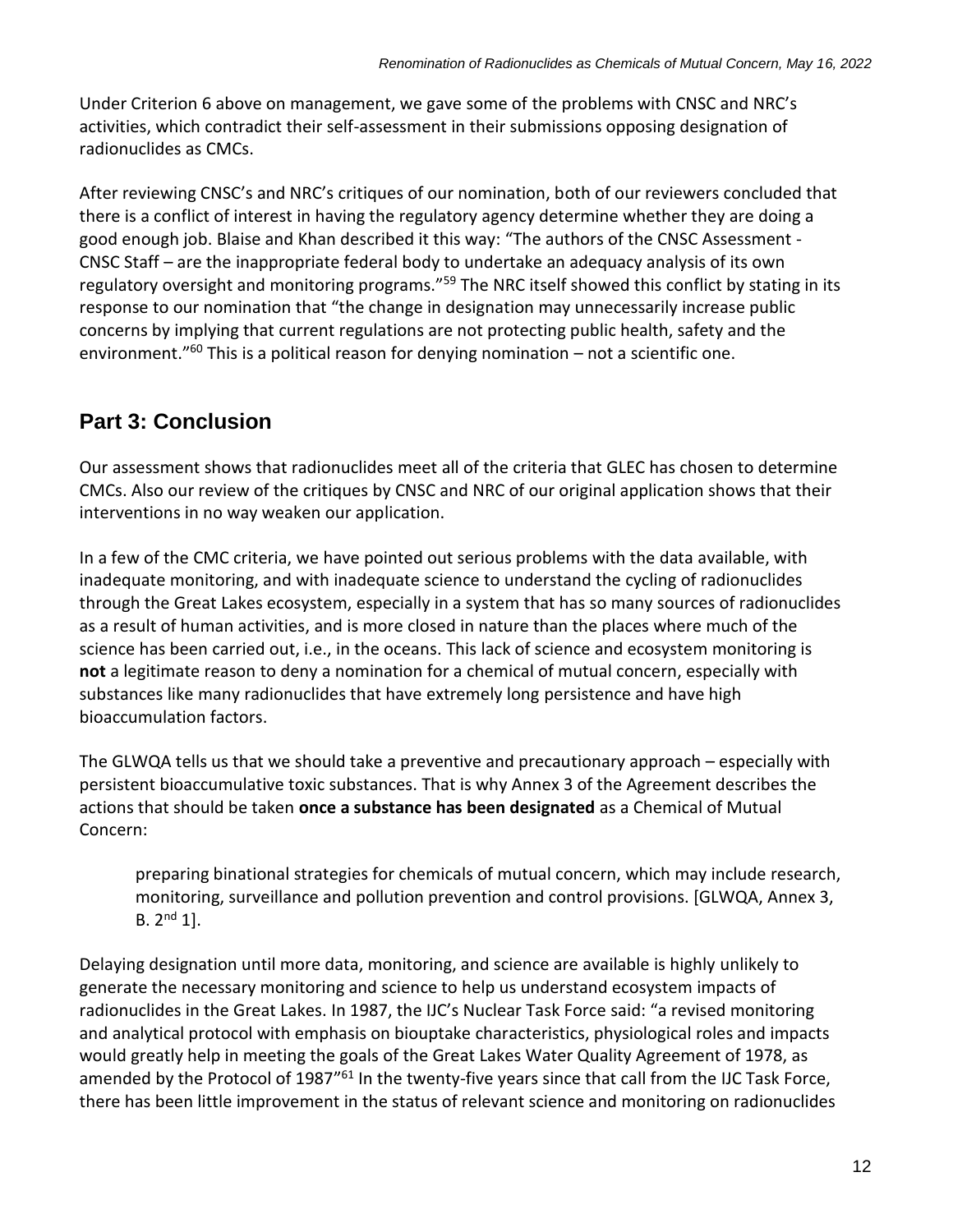Under Criterion 6 above on management, we gave some of the problems with CNSC and NRC's activities, which contradict their self-assessment in their submissions opposing designation of radionuclides as CMCs.

After reviewing CNSC's and NRC's critiques of our nomination, both of our reviewers concluded that there is a conflict of interest in having the regulatory agency determine whether they are doing a good enough job. Blaise and Khan described it this way: "The authors of the CNSC Assessment - CNSC Staff – are the inappropriate federal body to undertake an adequacy analysis of its own regulatory oversight and monitoring programs."[59] The NRC itself showed this conflict by stating in its response to our nomination that "the change in designation may unnecessarily increase public concerns by implying that current regulations are not protecting public health, safety and the environment."[60] This is a political reason for denying nomination – not a scientific one.

## Part 3: Conclusion

Our assessment shows that radionuclides meet all of the criteria that GLEC has chosen to determine CMCs. Also our review of the critiques by CNSC and NRC of our original application shows that their interventions in no way weaken our application.

In a few of the CMC criteria, we have pointed out serious problems with the data available, with inadequate monitoring, and with inadequate science to understand the cycling of radionuclides through the Great Lakes ecosystem, especially in a system that has so many sources of radionuclides as a result of human activities, and is more closed in nature than the places where much of the science has been carried out, i.e., in the oceans. This lack of science and ecosystem monitoring is **not** a legitimate reason to deny a nomination for a chemical of mutual concern, especially with substances like many radionuclides that have extremely long persistence and have high bioaccumulation factors.

The GLWQA tells us that we should take a preventive and precautionary approach – especially with persistent bioaccumulative toxic substances. That is why Annex 3 of the Agreement describes the actions that should be taken **once a substance has been designated** as a Chemical of Mutual Concern:

> preparing binational strategies for chemicals of mutual concern, which may include research, monitoring, surveillance and pollution prevention and control provisions. [GLWQA, Annex 3, B. 2nd 1].

Delaying designation until more data, monitoring, and science are available is highly unlikely to generate the necessary monitoring and science to help us understand ecosystem impacts of radionuclides in the Great Lakes. In 1987, the IJC's Nuclear Task Force said: "a revised monitoring and analytical protocol with emphasis on biouptake characteristics, physiological roles and impacts would greatly help in meeting the goals of the Great Lakes Water Quality Agreement of 1978, as amended by the Protocol of 1987"[61] In the twenty-five years since that call from the IJC Task Force, there has been little improvement in the status of relevant science and monitoring on radionuclides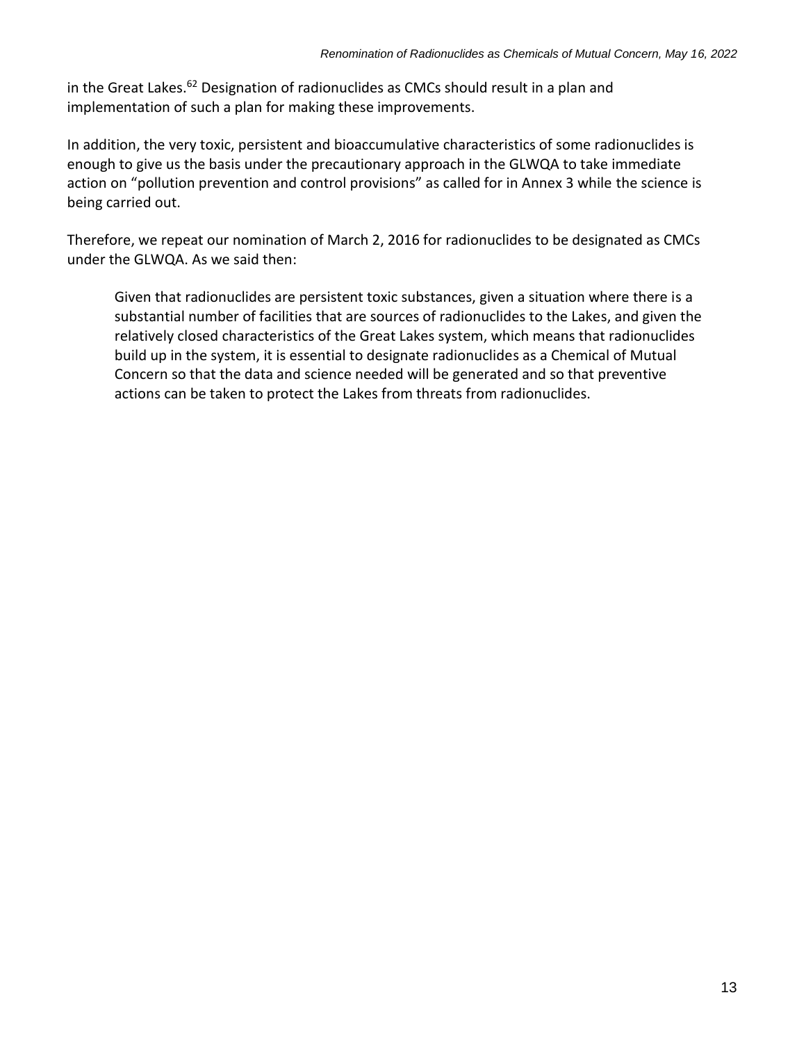in the Great Lakes.[62] Designation of radionuclides as CMCs should result in a plan and implementation of such a plan for making these improvements.

In addition, the very toxic, persistent and bioaccumulative characteristics of some radionuclides is enough to give us the basis under the precautionary approach in the GLWQA to take immediate action on "pollution prevention and control provisions" as called for in Annex 3 while the science is being carried out.

Therefore, we repeat our nomination of March 2, 2016 for radionuclides to be designated as CMCs under the GLWQA. As we said then:

> Given that radionuclides are persistent toxic substances, given a situation where there is a substantial number of facilities that are sources of radionuclides to the Lakes, and given the relatively closed characteristics of the Great Lakes system, which means that radionuclides build up in the system, it is essential to designate radionuclides as a Chemical of Mutual Concern so that the data and science needed will be generated and so that preventive actions can be taken to protect the Lakes from threats from radionuclides.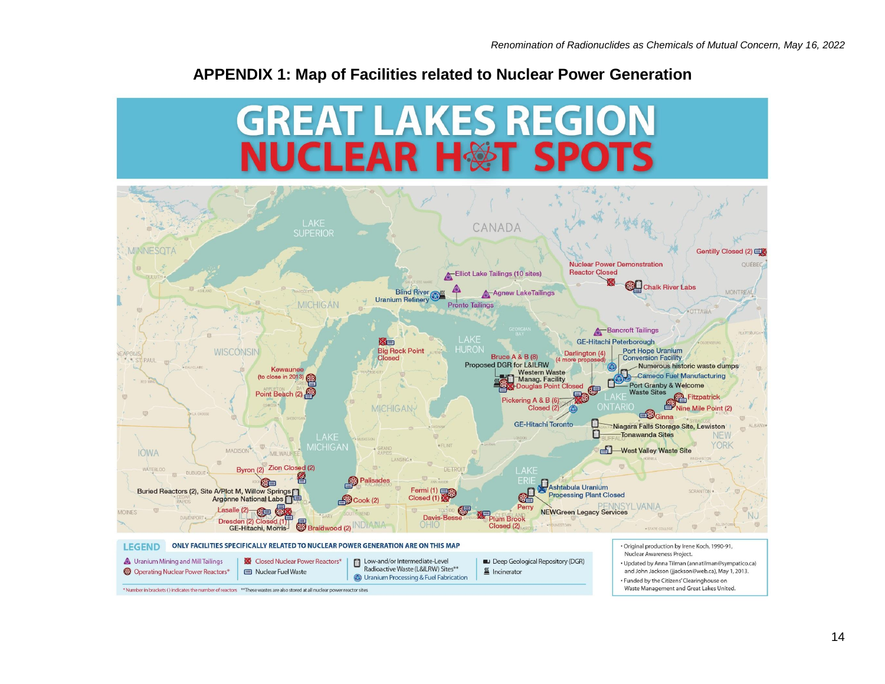## APPENDIX 1: Map of Facilities related to Nuclear Power Generation

# GREAT LAKES REGION NUCLEAR HOT SPOTS

LAKE SUPERIOR · CANADA · MINNESOTA · WISCONSIN · MICHIGAN · LAKE HURON · LAKE MICHIGAN · IOWA · LAKE ONTARIO · NEW YORK · LAKE ERIE · PENNSYLVANIA · OHIO · INDIANA · ILLINOIS · QUEBEC

Elliot Lake Tailings (10 sites)
Blind River Uranium Refinery
Agnew LakeTailings
Pronto Tailings
Nuclear Power Demonstration Reactor Closed
Chalk River Labs
Gentilly Closed (2)
Bancroft Tailings
GE-Hitachi Peterborough
Port Hope Uranium Conversion Facility
Numerous historic waste dumps
Cameco Fuel Manufacturing
Port Granby & Welcome Waste Sites
Darlington (4) (4 more proposed)
Bruce A & B (8)
Proposed DGR for L&ILRW
Western Waste Manag. Facility
Douglas Point Closed
Pickering A & B (6) Closed (2)
Fitzpatrick
Nine Mile Point (2)
Ginna
GE-Hitachi Toronto
Niagara Falls Storage Site, Lewiston
Tonawanda Sites
West Valley Waste Site
Big Rock Point Closed
Kewaunee (to close in 2013)
Point Beach (2)
Byron (2)
Zion Closed (2)
Palisades
Buried Reactors (2), Site A/Plot M, Willow Springs
Argonne National Labs
Cook (2)
Fermi (1) Closed (1)
Ashtabula Uranium Processing Plant Closed
Perry
NEWGreen Legacy Services
Davis-Besse
Plum Brook Closed (2)
Lasalle (2)
Dresden (2) Closed (1)
GE-Hitachi, Morris
Braidwood (2)

**LEGEND** ONLY FACILITIES SPECIFICALLY RELATED TO NUCLEAR POWER GENERATION ARE ON THIS MAP

- Uranium Mining and Mill Tailings
- Operating Nuclear Power Reactors*
- Closed Nuclear Power Reactors*
- Nuclear Fuel Waste
- Low-and/or Intermediate-Level Radioactive Waste (L&ILRW) Sites**
- Uranium Processing & Fuel Fabrication
- Deep Geological Repository (DGR)
- Incinerator

* Number in brackets ( ) indicates the number of reactors **These wastes are also stored at all nuclear power reactor sites

- Original production by Irene Koch, 1990-91, Nuclear Awareness Project.
- Updated by Anna Tilman (annatilman@sympatico.ca) and John Jackson (jjackson@web.ca), May 1, 2013.
- Funded by the Citizens' Clearinghouse on Waste Management and Great Lakes United.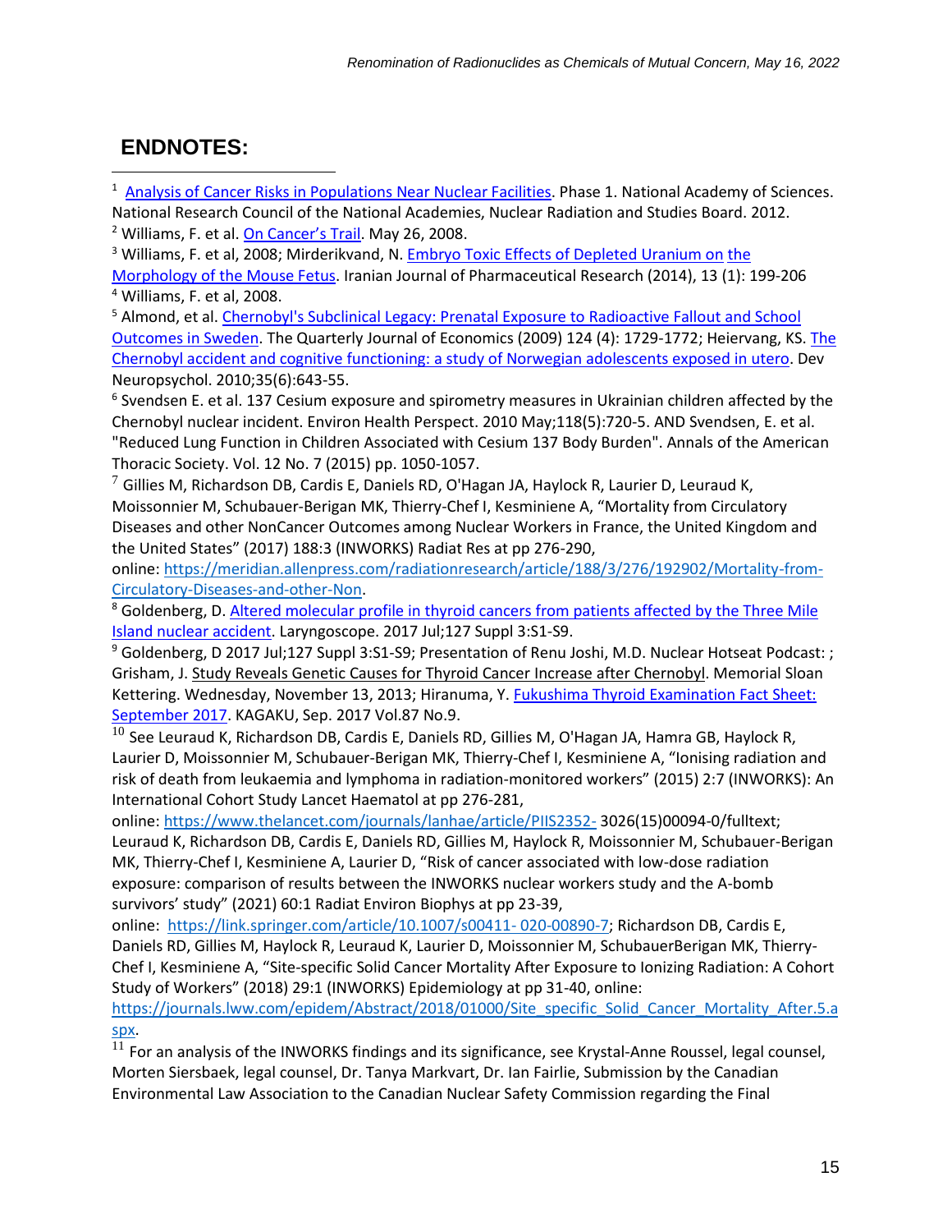## ENDNOTES:

[1] Analysis of Cancer Risks in Populations Near Nuclear Facilities. Phase 1. National Academy of Sciences. National Research Council of the National Academies, Nuclear Radiation and Studies Board. 2012.

[2] Williams, F. et al. On Cancer's Trail. May 26, 2008.

[3] Williams, F. et al, 2008; Mirderikvand, N. Embryo Toxic Effects of Depleted Uranium on the Morphology of the Mouse Fetus. Iranian Journal of Pharmaceutical Research (2014), 13 (1): 199-206

[4] Williams, F. et al, 2008.

[5] Almond, et al. Chernobyl's Subclinical Legacy: Prenatal Exposure to Radioactive Fallout and School Outcomes in Sweden. The Quarterly Journal of Economics (2009) 124 (4): 1729-1772; Heiervang, KS. The Chernobyl accident and cognitive functioning: a study of Norwegian adolescents exposed in utero. Dev Neuropsychol. 2010;35(6):643-55.

[6] Svendsen E. et al. 137 Cesium exposure and spirometry measures in Ukrainian children affected by the Chernobyl nuclear incident. Environ Health Perspect. 2010 May;118(5):720-5. AND Svendsen, E. et al. "Reduced Lung Function in Children Associated with Cesium 137 Body Burden". Annals of the American Thoracic Society. Vol. 12 No. 7 (2015) pp. 1050-1057.

[7] Gillies M, Richardson DB, Cardis E, Daniels RD, O'Hagan JA, Haylock R, Laurier D, Leuraud K, Moissonnier M, Schubauer-Berigan MK, Thierry-Chef I, Kesminiene A, "Mortality from Circulatory Diseases and other NonCancer Outcomes among Nuclear Workers in France, the United Kingdom and the United States" (2017) 188:3 (INWORKS) Radiat Res at pp 276-290, online: https://meridian.allenpress.com/radiationresearch/article/188/3/276/192902/Mortality-from-Circulatory-Diseases-and-other-Non.

[8] Goldenberg, D. Altered molecular profile in thyroid cancers from patients affected by the Three Mile Island nuclear accident. Laryngoscope. 2017 Jul;127 Suppl 3:S1-S9.

[9] Goldenberg, D 2017 Jul;127 Suppl 3:S1-S9; Presentation of Renu Joshi, M.D. Nuclear Hotseat Podcast: ; Grisham, J. Study Reveals Genetic Causes for Thyroid Cancer Increase after Chernobyl. Memorial Sloan Kettering. Wednesday, November 13, 2013; Hiranuma, Y. Fukushima Thyroid Examination Fact Sheet: September 2017. KAGAKU, Sep. 2017 Vol.87 No.9.

[10] See Leuraud K, Richardson DB, Cardis E, Daniels RD, Gillies M, O'Hagan JA, Hamra GB, Haylock R, Laurier D, Moissonnier M, Schubauer-Berigan MK, Thierry-Chef I, Kesminiene A, "Ionising radiation and risk of death from leukaemia and lymphoma in radiation-monitored workers" (2015) 2:7 (INWORKS): An International Cohort Study Lancet Haematol at pp 276-281, online: https://www.thelancet.com/journals/lanhae/article/PIIS2352- 3026(15)00094-0/fulltext; Leuraud K, Richardson DB, Cardis E, Daniels RD, Gillies M, Haylock R, Moissonnier M, Schubauer-Berigan MK, Thierry-Chef I, Kesminiene A, Laurier D, "Risk of cancer associated with low-dose radiation exposure: comparison of results between the INWORKS nuclear workers study and the A-bomb survivors' study" (2021) 60:1 Radiat Environ Biophys at pp 23-39, online: https://link.springer.com/article/10.1007/s00411- 020-00890-7; Richardson DB, Cardis E, Daniels RD, Gillies M, Haylock R, Leuraud K, Laurier D, Moissonnier M, SchubauerBerigan MK, Thierry-Chef I, Kesminiene A, "Site-specific Solid Cancer Mortality After Exposure to Ionizing Radiation: A Cohort Study of Workers" (2018) 29:1 (INWORKS) Epidemiology at pp 31-40, online: https://journals.lww.com/epidem/Abstract/2018/01000/Site_specific_Solid_Cancer_Mortality_After.5.aspx.

[11] For an analysis of the INWORKS findings and its significance, see Krystal-Anne Roussel, legal counsel, Morten Siersbaek, legal counsel, Dr. Tanya Markvart, Dr. Ian Fairlie, Submission by the Canadian Environmental Law Association to the Canadian Nuclear Safety Commission regarding the Final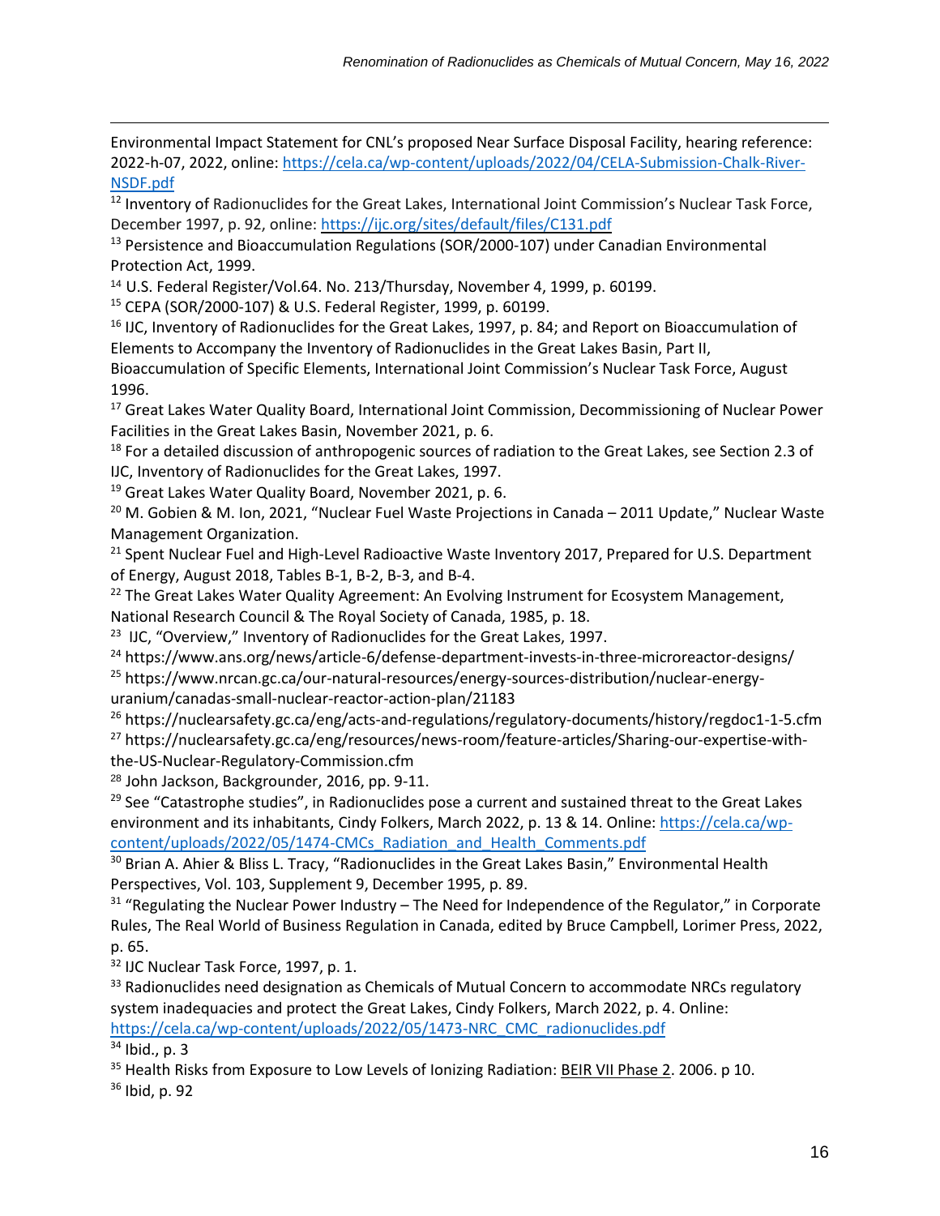Environmental Impact Statement for CNL's proposed Near Surface Disposal Facility, hearing reference: 2022-h-07, 2022, online: https://cela.ca/wp-content/uploads/2022/04/CELA-Submission-Chalk-River-NSDF.pdf

[12] Inventory of Radionuclides for the Great Lakes, International Joint Commission's Nuclear Task Force, December 1997, p. 92, online: https://ijc.org/sites/default/files/C131.pdf

[13] Persistence and Bioaccumulation Regulations (SOR/2000-107) under Canadian Environmental Protection Act, 1999.

[14] U.S. Federal Register/Vol.64. No. 213/Thursday, November 4, 1999, p. 60199.

[15] CEPA (SOR/2000-107) & U.S. Federal Register, 1999, p. 60199.

[16] IJC, Inventory of Radionuclides for the Great Lakes, 1997, p. 84; and Report on Bioaccumulation of Elements to Accompany the Inventory of Radionuclides in the Great Lakes Basin, Part II, Bioaccumulation of Specific Elements, International Joint Commission's Nuclear Task Force, August 1996.

[17] Great Lakes Water Quality Board, International Joint Commission, Decommissioning of Nuclear Power Facilities in the Great Lakes Basin, November 2021, p. 6.

[18] For a detailed discussion of anthropogenic sources of radiation to the Great Lakes, see Section 2.3 of IJC, Inventory of Radionuclides for the Great Lakes, 1997.

[19] Great Lakes Water Quality Board, November 2021, p. 6.

[20] M. Gobien & M. Ion, 2021, "Nuclear Fuel Waste Projections in Canada – 2011 Update," Nuclear Waste Management Organization.

[21] Spent Nuclear Fuel and High-Level Radioactive Waste Inventory 2017, Prepared for U.S. Department of Energy, August 2018, Tables B-1, B-2, B-3, and B-4.

[22] The Great Lakes Water Quality Agreement: An Evolving Instrument for Ecosystem Management, National Research Council & The Royal Society of Canada, 1985, p. 18.

[23] IJC, "Overview," Inventory of Radionuclides for the Great Lakes, 1997.

[24] https://www.ans.org/news/article-6/defense-department-invests-in-three-microreactor-designs/

[25] https://www.nrcan.gc.ca/our-natural-resources/energy-sources-distribution/nuclear-energy-uranium/canadas-small-nuclear-reactor-action-plan/21183

[26] https://nuclearsafety.gc.ca/eng/acts-and-regulations/regulatory-documents/history/regdoc1-1-5.cfm

[27] https://nuclearsafety.gc.ca/eng/resources/news-room/feature-articles/Sharing-our-expertise-with-the-US-Nuclear-Regulatory-Commission.cfm

[28] John Jackson, Backgrounder, 2016, pp. 9-11.

[29] See "Catastrophe studies", in Radionuclides pose a current and sustained threat to the Great Lakes environment and its inhabitants, Cindy Folkers, March 2022, p. 13 & 14. Online: https://cela.ca/wp-content/uploads/2022/05/1474-CMCs_Radiation_and_Health_Comments.pdf

[30] Brian A. Ahier & Bliss L. Tracy, "Radionuclides in the Great Lakes Basin," Environmental Health Perspectives, Vol. 103, Supplement 9, December 1995, p. 89.

[31] "Regulating the Nuclear Power Industry – The Need for Independence of the Regulator," in Corporate Rules, The Real World of Business Regulation in Canada, edited by Bruce Campbell, Lorimer Press, 2022, p. 65.

[32] IJC Nuclear Task Force, 1997, p. 1.

[33] Radionuclides need designation as Chemicals of Mutual Concern to accommodate NRCs regulatory system inadequacies and protect the Great Lakes, Cindy Folkers, March 2022, p. 4. Online: https://cela.ca/wp-content/uploads/2022/05/1473-NRC_CMC_radionuclides.pdf

[34] Ibid., p. 3

[35] Health Risks from Exposure to Low Levels of Ionizing Radiation: BEIR VII Phase 2. 2006. p 10.

[36] Ibid, p. 92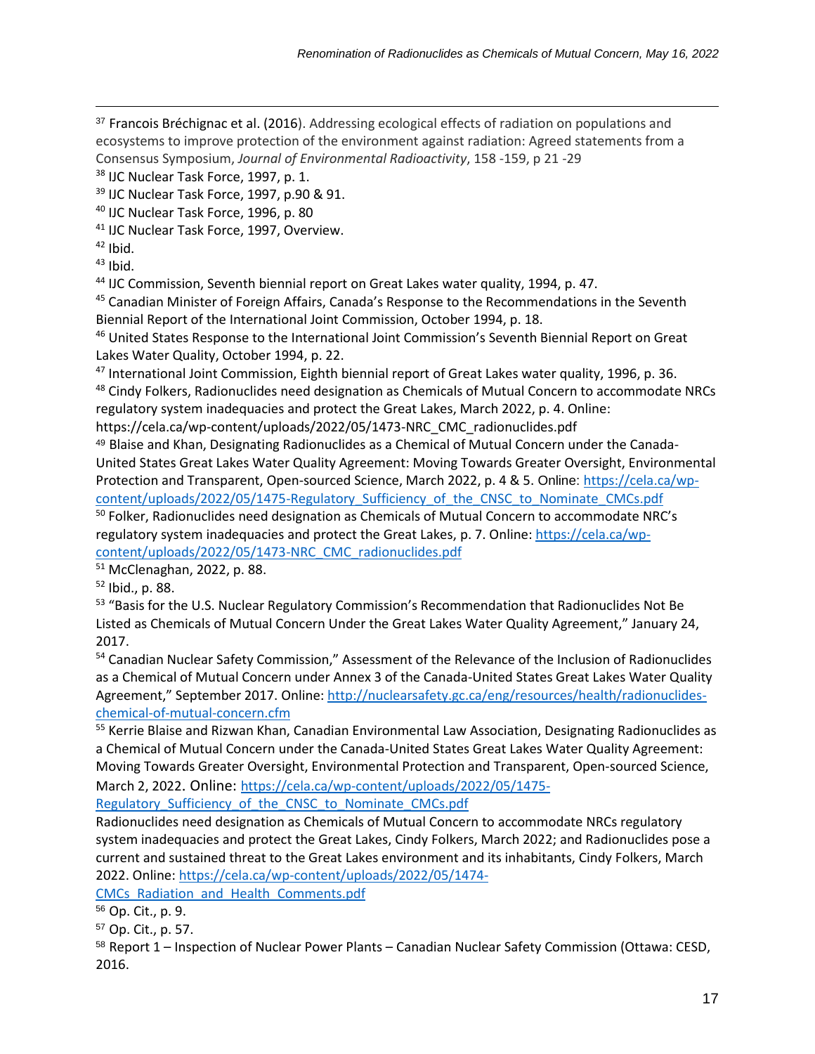[37] Francois Bréchignac et al. (2016). Addressing ecological effects of radiation on populations and ecosystems to improve protection of the environment against radiation: Agreed statements from a Consensus Symposium, *Journal of Environmental Radioactivity*, 158 -159, p 21 -29

[38] IJC Nuclear Task Force, 1997, p. 1.

[39] IJC Nuclear Task Force, 1997, p.90 & 91.

[40] IJC Nuclear Task Force, 1996, p. 80

[41] IJC Nuclear Task Force, 1997, Overview.

[42] Ibid.

[43] Ibid.

[44] IJC Commission, Seventh biennial report on Great Lakes water quality, 1994, p. 47.

[45] Canadian Minister of Foreign Affairs, Canada's Response to the Recommendations in the Seventh Biennial Report of the International Joint Commission, October 1994, p. 18.

[46] United States Response to the International Joint Commission's Seventh Biennial Report on Great Lakes Water Quality, October 1994, p. 22.

[47] International Joint Commission, Eighth biennial report of Great Lakes water quality, 1996, p. 36.

[48] Cindy Folkers, Radionuclides need designation as Chemicals of Mutual Concern to accommodate NRCs regulatory system inadequacies and protect the Great Lakes, March 2022, p. 4. Online: https://cela.ca/wp-content/uploads/2022/05/1473-NRC_CMC_radionuclides.pdf

[49] Blaise and Khan, Designating Radionuclides as a Chemical of Mutual Concern under the Canada-United States Great Lakes Water Quality Agreement: Moving Towards Greater Oversight, Environmental Protection and Transparent, Open-sourced Science, March 2022, p. 4 & 5. Online: https://cela.ca/wp-content/uploads/2022/05/1475-Regulatory_Sufficiency_of_the_CNSC_to_Nominate_CMCs.pdf

[50] Folker, Radionuclides need designation as Chemicals of Mutual Concern to accommodate NRC's regulatory system inadequacies and protect the Great Lakes, p. 7. Online: https://cela.ca/wp-content/uploads/2022/05/1473-NRC_CMC_radionuclides.pdf

[51] McClenaghan, 2022, p. 88.

[52] Ibid., p. 88.

[53] "Basis for the U.S. Nuclear Regulatory Commission's Recommendation that Radionuclides Not Be Listed as Chemicals of Mutual Concern Under the Great Lakes Water Quality Agreement," January 24, 2017.

[54] Canadian Nuclear Safety Commission," Assessment of the Relevance of the Inclusion of Radionuclides as a Chemical of Mutual Concern under Annex 3 of the Canada-United States Great Lakes Water Quality Agreement," September 2017. Online: http://nuclearsafety.gc.ca/eng/resources/health/radionuclides-chemical-of-mutual-concern.cfm

[55] Kerrie Blaise and Rizwan Khan, Canadian Environmental Law Association, Designating Radionuclides as a Chemical of Mutual Concern under the Canada-United States Great Lakes Water Quality Agreement: Moving Towards Greater Oversight, Environmental Protection and Transparent, Open-sourced Science, March 2, 2022. Online: https://cela.ca/wp-content/uploads/2022/05/1475-Regulatory_Sufficiency_of_the_CNSC_to_Nominate_CMCs.pdf
Radionuclides need designation as Chemicals of Mutual Concern to accommodate NRCs regulatory system inadequacies and protect the Great Lakes, Cindy Folkers, March 2022; and Radionuclides pose a current and sustained threat to the Great Lakes environment and its inhabitants, Cindy Folkers, March 2022. Online: https://cela.ca/wp-content/uploads/2022/05/1474-CMCs_Radiation_and_Health_Comments.pdf

[56] Op. Cit., p. 9.

[57] Op. Cit., p. 57.

[58] Report 1 – Inspection of Nuclear Power Plants – Canadian Nuclear Safety Commission (Ottawa: CESD, 2016.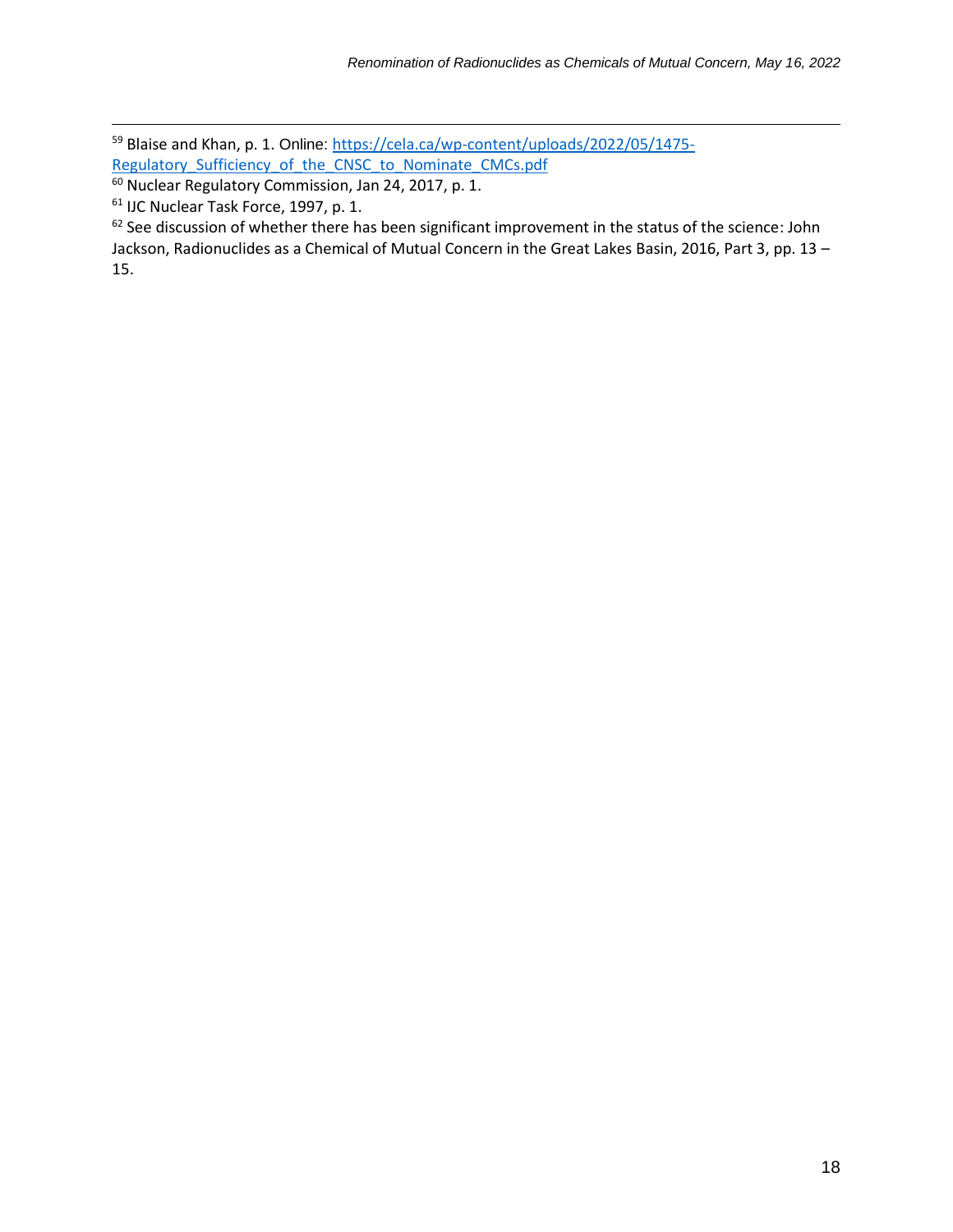[59] Blaise and Khan, p. 1. Online: https://cela.ca/wp-content/uploads/2022/05/1475-Regulatory_Sufficiency_of_the_CNSC_to_Nominate_CMCs.pdf

[60] Nuclear Regulatory Commission, Jan 24, 2017, p. 1.

[61] IJC Nuclear Task Force, 1997, p. 1.

[62] See discussion of whether there has been significant improvement in the status of the science: John Jackson, Radionuclides as a Chemical of Mutual Concern in the Great Lakes Basin, 2016, Part 3, pp. 13 – 15.